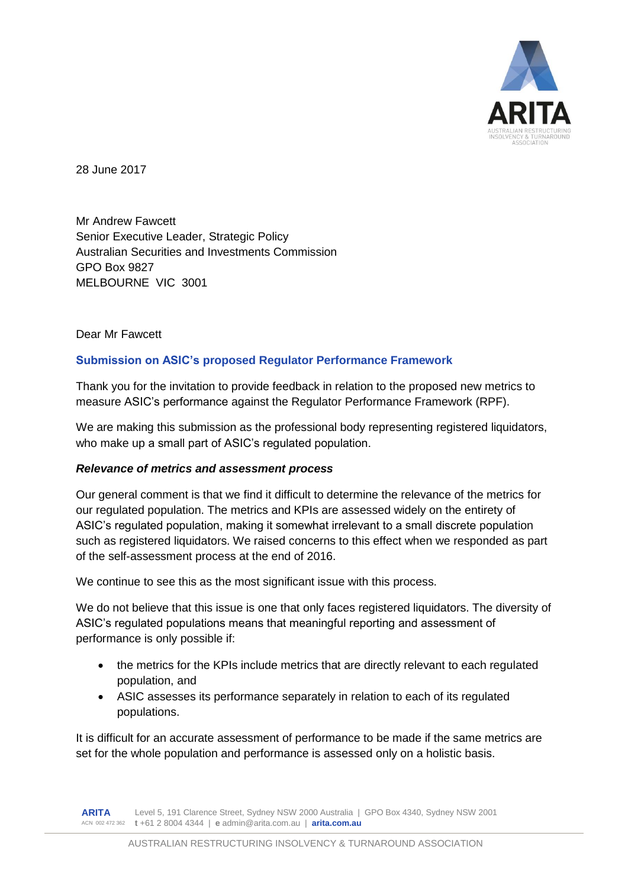28 June 2017

Mr Andrew Fawcett
Senior Executive Leader, Strategic Policy
Australian Securities and Investments Commission
GPO Box 9827
MELBOURNE VIC 3001

Dear Mr Fawcett

**Submission on ASIC's proposed Regulator Performance Framework**

Thank you for the invitation to provide feedback in relation to the proposed new metrics to measure ASIC's performance against the Regulator Performance Framework (RPF).

We are making this submission as the professional body representing registered liquidators, who make up a small part of ASIC's regulated population.

***Relevance of metrics and assessment process***

Our general comment is that we find it difficult to determine the relevance of the metrics for our regulated population. The metrics and KPIs are assessed widely on the entirety of ASIC's regulated population, making it somewhat irrelevant to a small discrete population such as registered liquidators. We raised concerns to this effect when we responded as part of the self-assessment process at the end of 2016.

We continue to see this as the most significant issue with this process.

We do not believe that this issue is one that only faces registered liquidators. The diversity of ASIC's regulated populations means that meaningful reporting and assessment of performance is only possible if:

- the metrics for the KPIs include metrics that are directly relevant to each regulated population, and
- ASIC assesses its performance separately in relation to each of its regulated populations.

It is difficult for an accurate assessment of performance to be made if the same metrics are set for the whole population and performance is assessed only on a holistic basis.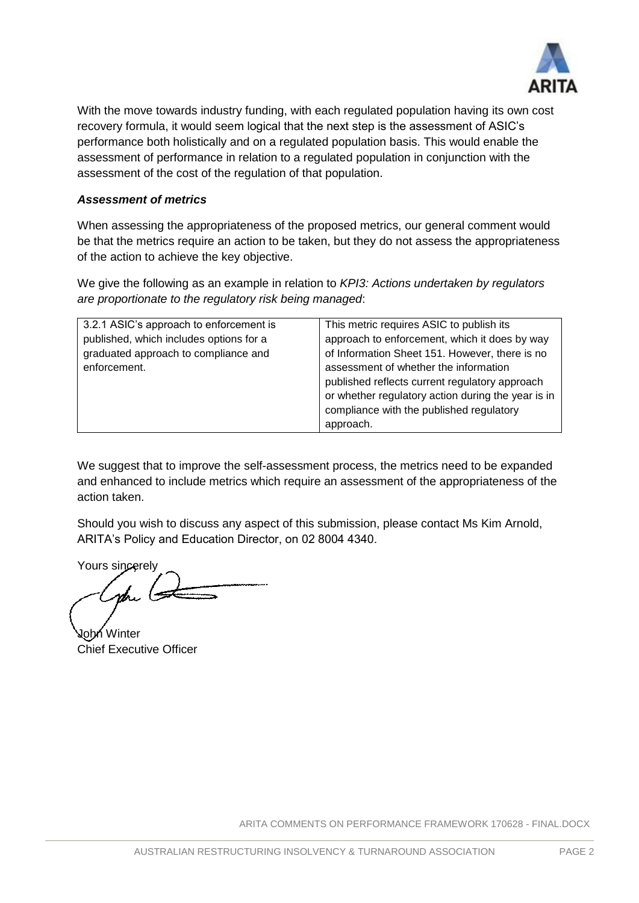With the move towards industry funding, with each regulated population having its own cost recovery formula, it would seem logical that the next step is the assessment of ASIC's performance both holistically and on a regulated population basis. This would enable the assessment of performance in relation to a regulated population in conjunction with the assessment of the cost of the regulation of that population.

### ***Assessment of metrics***

When assessing the appropriateness of the proposed metrics, our general comment would be that the metrics require an action to be taken, but they do not assess the appropriateness of the action to achieve the key objective.

We give the following as an example in relation to *KPI3: Actions undertaken by regulators are proportionate to the regulatory risk being managed*:

| | |
|---|---|
| 3.2.1 ASIC's approach to enforcement is published, which includes options for a graduated approach to compliance and enforcement. | This metric requires ASIC to publish its approach to enforcement, which it does by way of Information Sheet 151. However, there is no assessment of whether the information published reflects current regulatory approach or whether regulatory action during the year is in compliance with the published regulatory approach. |

We suggest that to improve the self-assessment process, the metrics need to be expanded and enhanced to include metrics which require an assessment of the appropriateness of the action taken.

Should you wish to discuss any aspect of this submission, please contact Ms Kim Arnold, ARITA's Policy and Education Director, on 02 8004 4340.

Yours sincerely

John Winter
Chief Executive Officer